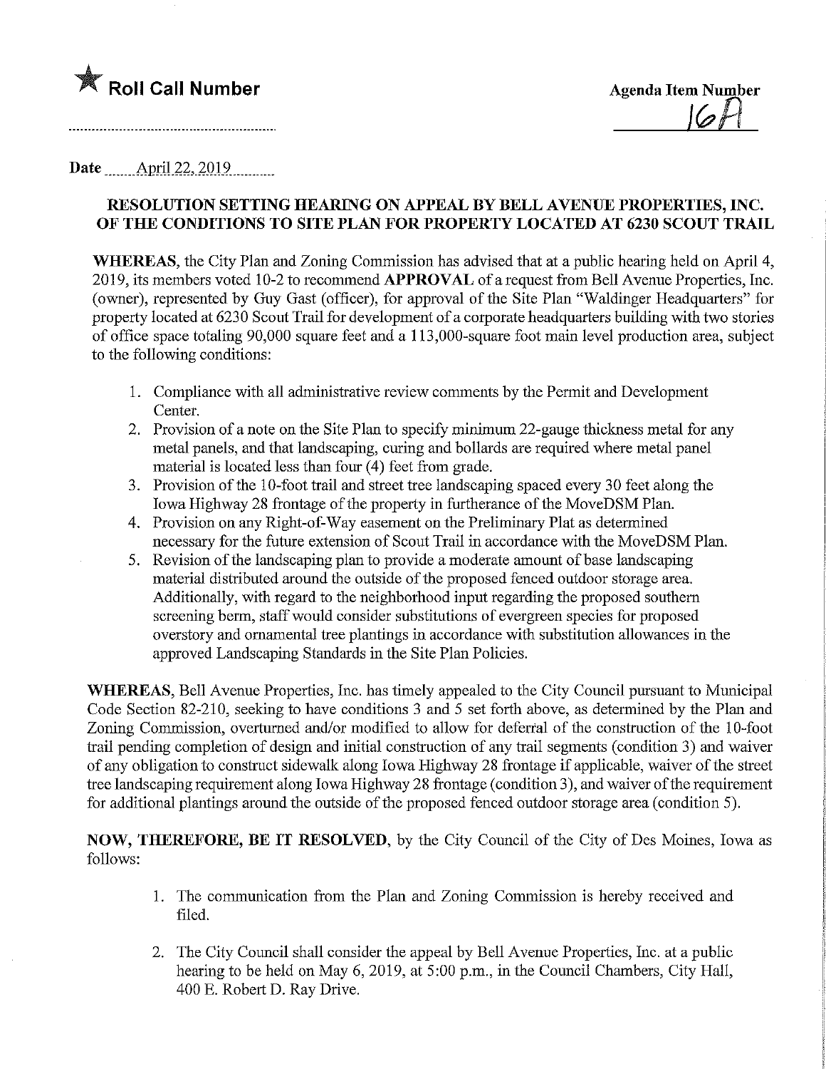★ **Roll Call Number**

**Agenda Item Number**
16A

**Date** April 22, 2019

## RESOLUTION SETTING HEARING ON APPEAL BY BELL AVENUE PROPERTIES, INC. OF THE CONDITIONS TO SITE PLAN FOR PROPERTY LOCATED AT 6230 SCOUT TRAIL

**WHEREAS,** the City Plan and Zoning Commission has advised that at a public hearing held on April 4, 2019, its members voted 10-2 to recommend **APPROVAL** of a request from Bell Avenue Properties, Inc. (owner), represented by Guy Gast (officer), for approval of the Site Plan "Waldinger Headquarters" for property located at 6230 Scout Trail for development of a corporate headquarters building with two stories of office space totaling 90,000 square feet and a 113,000-square foot main level production area, subject to the following conditions:

1. Compliance with all administrative review comments by the Permit and Development Center.
2. Provision of a note on the Site Plan to specify minimum 22-gauge thickness metal for any metal panels, and that landscaping, curing and bollards are required where metal panel material is located less than four (4) feet from grade.
3. Provision of the 10-foot trail and street tree landscaping spaced every 30 feet along the Iowa Highway 28 frontage of the property in furtherance of the MoveDSM Plan.
4. Provision on any Right-of-Way easement on the Preliminary Plat as determined necessary for the future extension of Scout Trail in accordance with the MoveDSM Plan.
5. Revision of the landscaping plan to provide a moderate amount of base landscaping material distributed around the outside of the proposed fenced outdoor storage area. Additionally, with regard to the neighborhood input regarding the proposed southern screening berm, staff would consider substitutions of evergreen species for proposed overstory and ornamental tree plantings in accordance with substitution allowances in the approved Landscaping Standards in the Site Plan Policies.

**WHEREAS,** Bell Avenue Properties, Inc. has timely appealed to the City Council pursuant to Municipal Code Section 82-210, seeking to have conditions 3 and 5 set forth above, as determined by the Plan and Zoning Commission, overturned and/or modified to allow for deferral of the construction of the 10-foot trail pending completion of design and initial construction of any trail segments (condition 3) and waiver of any obligation to construct sidewalk along Iowa Highway 28 frontage if applicable, waiver of the street tree landscaping requirement along Iowa Highway 28 frontage (condition 3), and waiver of the requirement for additional plantings around the outside of the proposed fenced outdoor storage area (condition 5).

**NOW, THEREFORE, BE IT RESOLVED,** by the City Council of the City of Des Moines, Iowa as follows:

1. The communication from the Plan and Zoning Commission is hereby received and filed.
2. The City Council shall consider the appeal by Bell Avenue Properties, Inc. at a public hearing to be held on May 6, 2019, at 5:00 p.m., in the Council Chambers, City Hall, 400 E. Robert D. Ray Drive.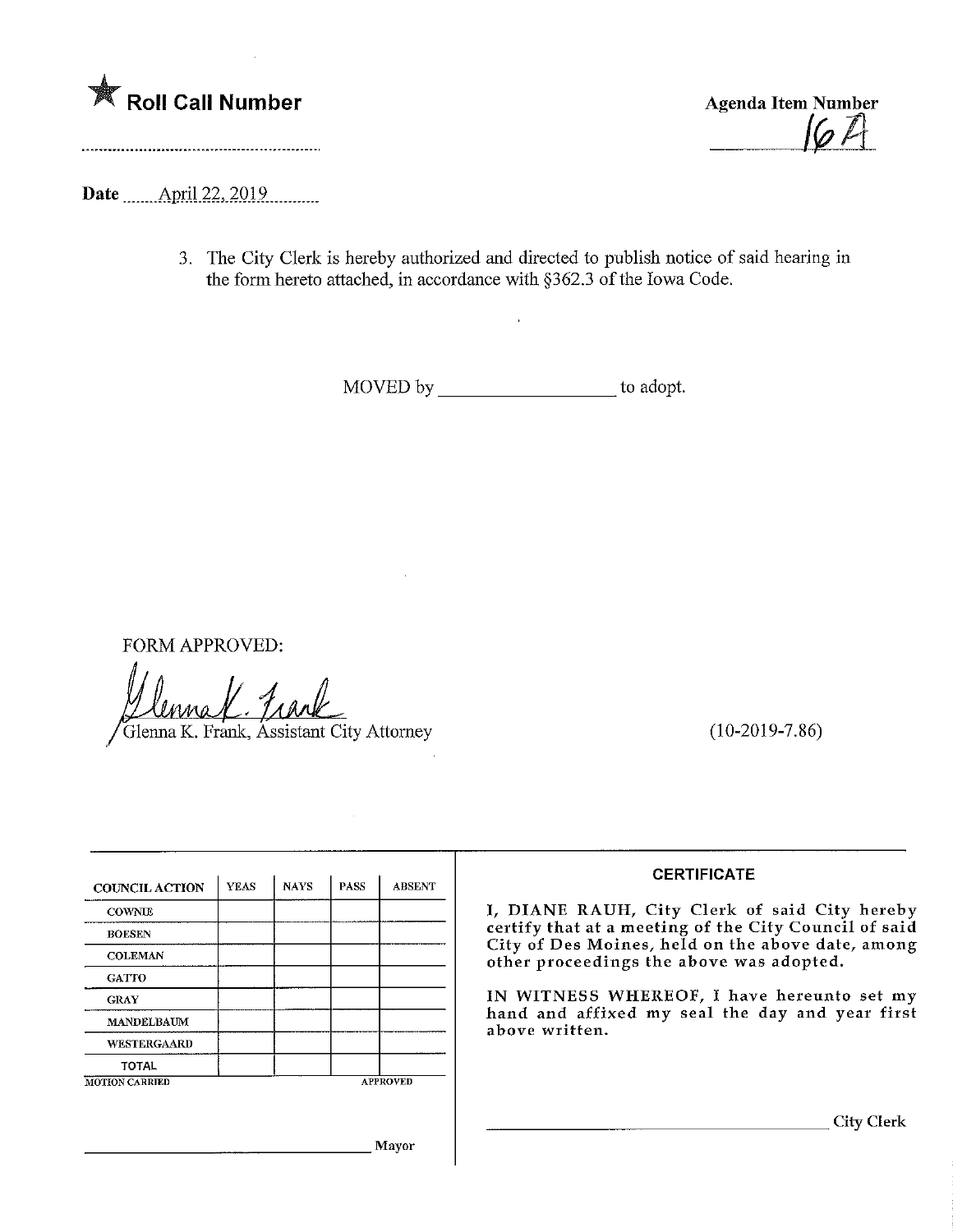★ **Roll Call Number**

**Agenda Item Number**
16A

**Date** April 22, 2019

3. The City Clerk is hereby authorized and directed to publish notice of said hearing in the form hereto attached, in accordance with §362.3 of the Iowa Code.

MOVED by ___________________ to adopt.

FORM APPROVED:

Glenna K. Frank, Assistant City Attorney

(10-2019-7.86)

| COUNCIL ACTION | YEAS | NAYS | PASS | ABSENT |
|---|---|---|---|---|
| COWNIE | | | | |
| BOESEN | | | | |
| COLEMAN | | | | |
| GATTO | | | | |
| GRAY | | | | |
| MANDELBAUM | | | | |
| WESTERGAARD | | | | |
| TOTAL | | | | |

MOTION CARRIED APPROVED

_________________________ Mayor

**CERTIFICATE**

I, DIANE RAUH, City Clerk of said City hereby certify that at a meeting of the City Council of said City of Des Moines, held on the above date, among other proceedings the above was adopted.

IN WITNESS WHEREOF, I have hereunto set my hand and affixed my seal the day and year first above written.

_________________________ City Clerk